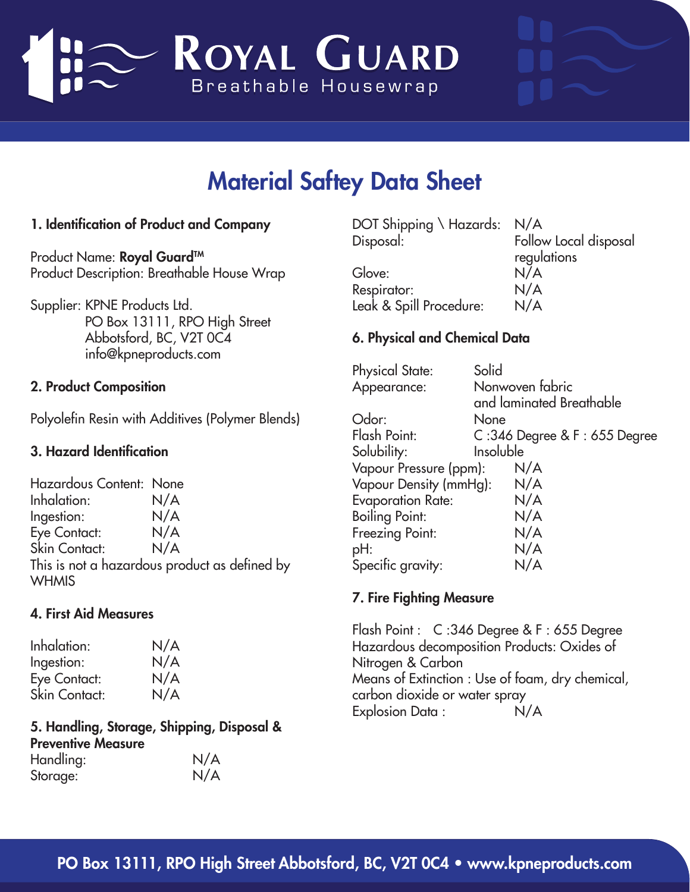# Royal Guard

Breathable Housewrap

## Material Saftey Data Sheet

### 1. Identification of Product and Company

Product Name: **Royal Guard™**
Product Description: Breathable House Wrap

Supplier: KPNE Products Ltd.
PO Box 13111, RPO High Street
Abbotsford, BC, V2T 0C4
info@kpneproducts.com

### 2. Product Composition

Polyolefin Resin with Additives (Polymer Blends)

### 3. Hazard Identification

Hazardous Content: None
Inhalation: N/A
Ingestion: N/A
Eye Contact: N/A
Skin Contact: N/A
This is not a hazardous product as defined by WHMIS

### 4. First Aid Measures

Inhalation: N/A
Ingestion: N/A
Eye Contact: N/A
Skin Contact: N/A

### 5. Handling, Storage, Shipping, Disposal & Preventive Measure

Handling: N/A
Storage: N/A
DOT Shipping \ Hazards: N/A
Disposal: Follow Local disposal regulations
Glove: N/A
Respirator: N/A
Leak & Spill Procedure: N/A

### 6. Physical and Chemical Data

Physical State: Solid
Appearance: Nonwoven fabric and laminated Breathable
Odor: None
Flash Point: C :346 Degree & F : 655 Degree
Solubility: Insoluble
Vapour Pressure (ppm): N/A
Vapour Density (mmHg): N/A
Evaporation Rate: N/A
Boiling Point: N/A
Freezing Point: N/A
pH: N/A
Specific gravity: N/A

### 7. Fire Fighting Measure

Flash Point : C :346 Degree & F : 655 Degree
Hazardous decomposition Products: Oxides of Nitrogen & Carbon
Means of Extinction : Use of foam, dry chemical, carbon dioxide or water spray
Explosion Data : N/A

PO Box 13111, RPO High Street Abbotsford, BC, V2T 0C4 • www.kpneproducts.com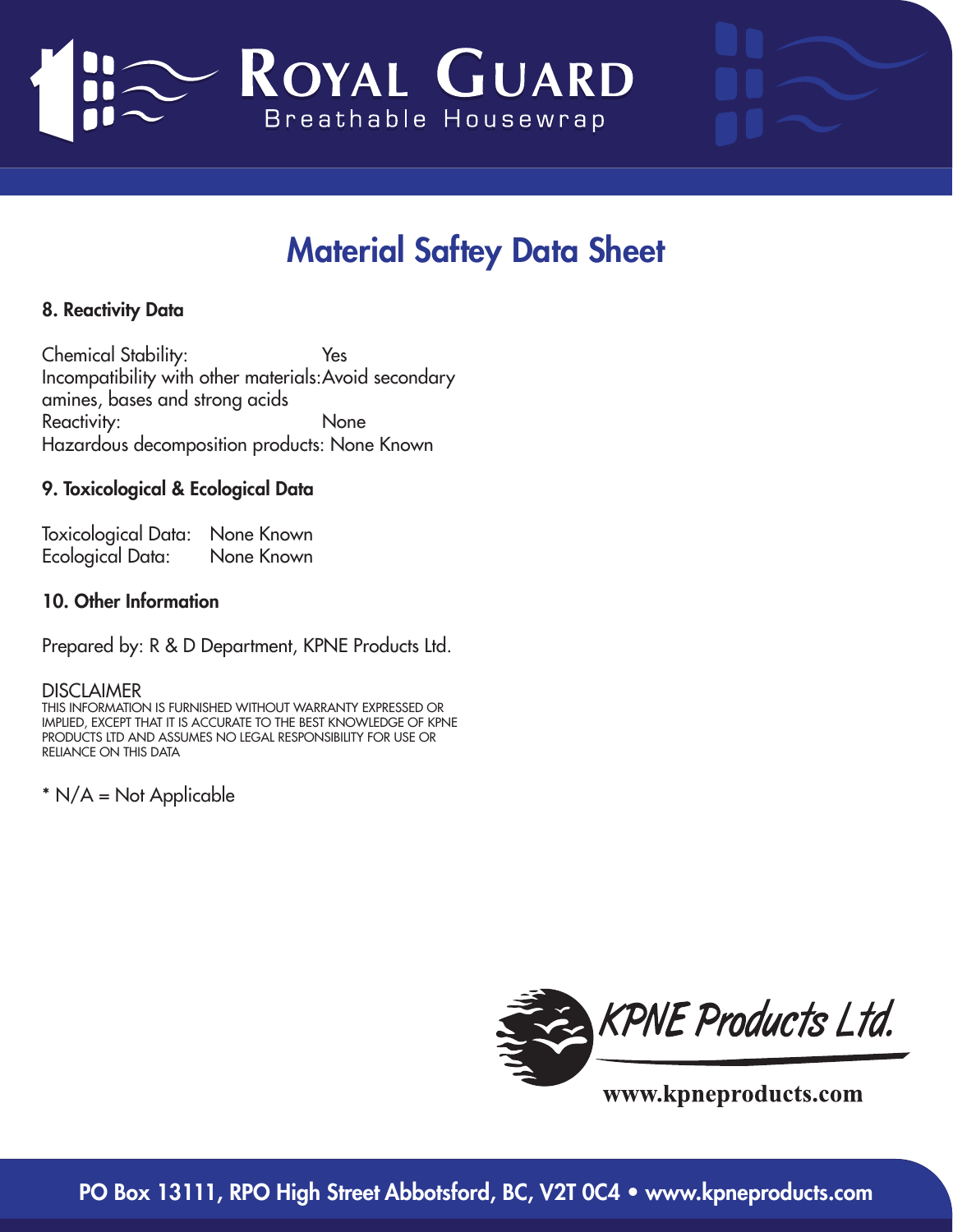# Material Saftey Data Sheet

**8. Reactivity Data**

Chemical Stability: Yes
Incompatibility with other materials: Avoid secondary amines, bases and strong acids
Reactivity: None
Hazardous decomposition products: None Known

**9. Toxicological & Ecological Data**

Toxicological Data: None Known
Ecological Data: None Known

**10. Other Information**

Prepared by: R & D Department, KPNE Products Ltd.

DISCLAIMER
THIS INFORMATION IS FURNISHED WITHOUT WARRANTY EXPRESSED OR IMPLIED, EXCEPT THAT IT IS ACCURATE TO THE BEST KNOWLEDGE OF KPNE PRODUCTS LTD AND ASSUMES NO LEGAL RESPONSIBILITY FOR USE OR RELIANCE ON THIS DATA

* N/A = Not Applicable

KPNE Products Ltd.

www.kpneproducts.com

PO Box 13111, RPO High Street Abbotsford, BC, V2T 0C4 • www.kpneproducts.com